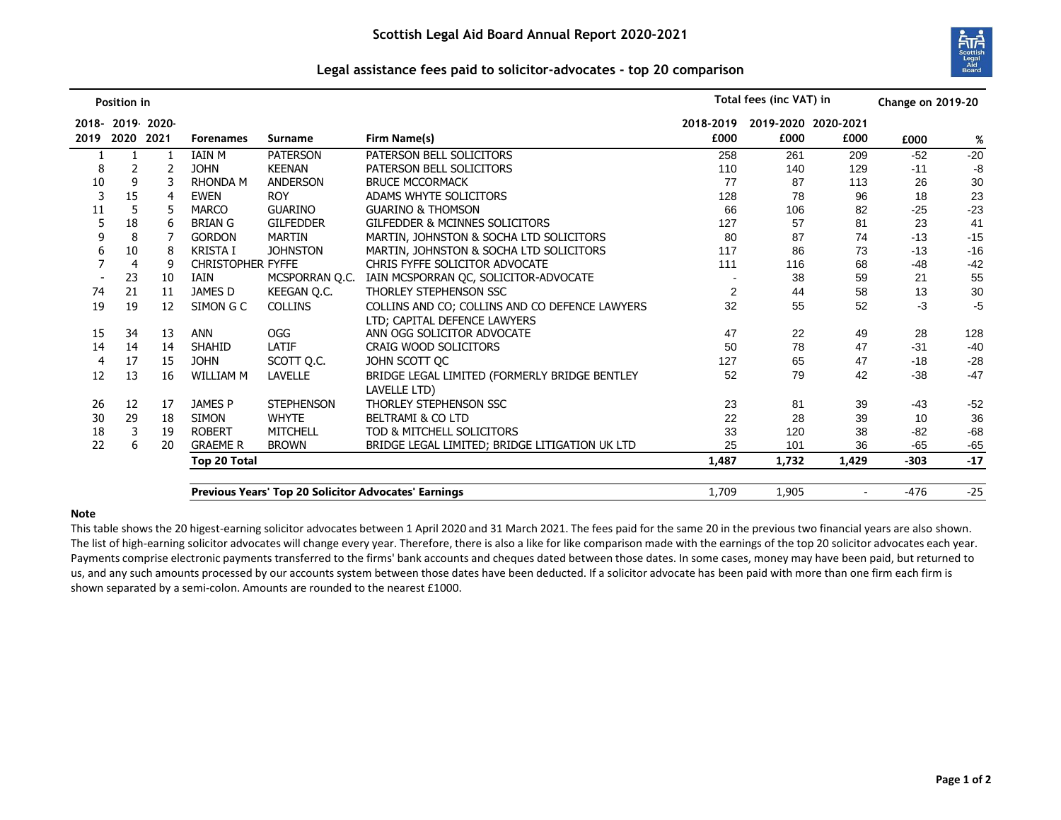# Scottish Legal Aid Board Annual Report 2020-2021

## Legal assistance fees paid to solicitor-advocates - top 20 comparison

| Position in | | | | | | Total fees (inc VAT) in | | | Change on 2019-20 | |
|---|---|---|---|---|---|---|---|---|---|---|
| 2018-2019 | 2019-2020 | 2020-2021 | Forenames | Surname | Firm Name(s) | 2018-2019 £000 | 2019-2020 £000 | 2020-2021 £000 | £000 | % |
| 1 | 1 | 1 | IAIN M | PATERSON | PATERSON BELL SOLICITORS | 258 | 261 | 209 | -52 | -20 |
| 8 | 2 | 2 | JOHN | KEENAN | PATERSON BELL SOLICITORS | 110 | 140 | 129 | -11 | -8 |
| 10 | 9 | 3 | RHONDA M | ANDERSON | BRUCE MCCORMACK | 77 | 87 | 113 | 26 | 30 |
| 3 | 15 | 4 | EWEN | ROY | ADAMS WHYTE SOLICITORS | 128 | 78 | 96 | 18 | 23 |
| 11 | 5 | 5 | MARCO | GUARINO | GUARINO & THOMSON | 66 | 106 | 82 | -25 | -23 |
| 5 | 18 | 6 | BRIAN G | GILFEDDER | GILFEDDER & MCINNES SOLICITORS | 127 | 57 | 81 | 23 | 41 |
| 9 | 8 | 7 | GORDON | MARTIN | MARTIN, JOHNSTON & SOCHA LTD SOLICITORS | 80 | 87 | 74 | -13 | -15 |
| 6 | 10 | 8 | KRISTA I | JOHNSTON | MARTIN, JOHNSTON & SOCHA LTD SOLICITORS | 117 | 86 | 73 | -13 | -16 |
| 7 | 4 | 9 | CHRISTOPHER | FYFFE | CHRIS FYFFE SOLICITOR ADVOCATE | 111 | 116 | 68 | -48 | -42 |
| - | 23 | 10 | IAIN | MCSPORRAN Q.C. | IAIN MCSPORRAN QC, SOLICITOR-ADVOCATE | - | 38 | 59 | 21 | 55 |
| 74 | 21 | 11 | JAMES D | KEEGAN Q.C. | THORLEY STEPHENSON SSC | 2 | 44 | 58 | 13 | 30 |
| 19 | 19 | 12 | SIMON G C | COLLINS | COLLINS AND CO; COLLINS AND CO DEFENCE LAWYERS LTD; CAPITAL DEFENCE LAWYERS | 32 | 55 | 52 | -3 | -5 |
| 15 | 34 | 13 | ANN | OGG | ANN OGG SOLICITOR ADVOCATE | 47 | 22 | 49 | 28 | 128 |
| 14 | 14 | 14 | SHAHID | LATIF | CRAIG WOOD SOLICITORS | 50 | 78 | 47 | -31 | -40 |
| 4 | 17 | 15 | JOHN | SCOTT Q.C. | JOHN SCOTT QC | 127 | 65 | 47 | -18 | -28 |
| 12 | 13 | 16 | WILLIAM M | LAVELLE | BRIDGE LEGAL LIMITED (FORMERLY BRIDGE BENTLEY LAVELLE LTD) | 52 | 79 | 42 | -38 | -47 |
| 26 | 12 | 17 | JAMES P | STEPHENSON | THORLEY STEPHENSON SSC | 23 | 81 | 39 | -43 | -52 |
| 30 | 29 | 18 | SIMON | WHYTE | BELTRAMI & CO LTD | 22 | 28 | 39 | 10 | 36 |
| 18 | 3 | 19 | ROBERT | MITCHELL | TOD & MITCHELL SOLICITORS | 33 | 120 | 38 | -82 | -68 |
| 22 | 6 | 20 | GRAEME R | BROWN | BRIDGE LEGAL LIMITED; BRIDGE LITIGATION UK LTD | 25 | 101 | 36 | -65 | -65 |
| | | | **Top 20 Total** | | | **1,487** | **1,732** | **1,429** | **-303** | **-17** |
| | | | **Previous Years' Top 20 Solicitor Advocates' Earnings** | | | 1,709 | 1,905 | - | -476 | -25 |

**Note**

This table shows the 20 higest-earning solicitor advocates between 1 April 2020 and 31 March 2021. The fees paid for the same 20 in the previous two financial years are also shown. The list of high-earning solicitor advocates will change every year. Therefore, there is also a like for like comparison made with the earnings of the top 20 solicitor advocates each year. Payments comprise electronic payments transferred to the firms' bank accounts and cheques dated between those dates. In some cases, money may have been paid, but returned to us, and any such amounts processed by our accounts system between those dates have been deducted. If a solicitor advocate has been paid with more than one firm each firm is shown separated by a semi-colon. Amounts are rounded to the nearest £1000.